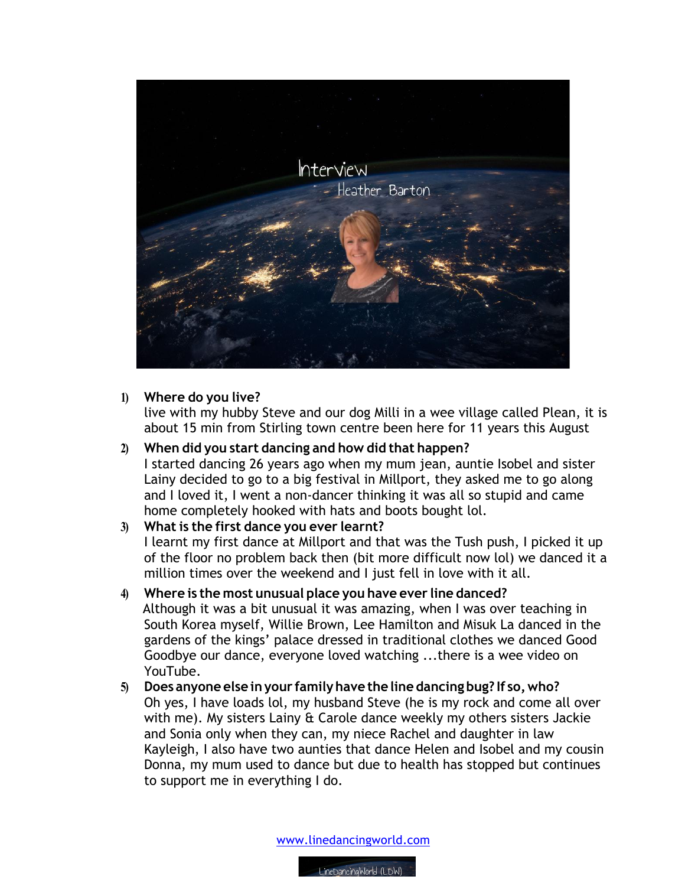# Interview

## Heather Barton

1) **Where do you live?**
   live with my hubby Steve and our dog Milli in a wee village called Plean, it is about 15 min from Stirling town centre been here for 11 years this August

2) **When did you start dancing and how did that happen?**
   I started dancing 26 years ago when my mum jean, auntie Isobel and sister Lainy decided to go to a big festival in Millport, they asked me to go along and I loved it, I went a non-dancer thinking it was all so stupid and came home completely hooked with hats and boots bought lol.

3) **What is the first dance you ever learnt?**
   I learnt my first dance at Millport and that was the Tush push, I picked it up of the floor no problem back then (bit more difficult now lol) we danced it a million times over the weekend and I just fell in love with it all.

4) **Where is the most unusual place you have ever line danced?**
   Although it was a bit unusual it was amazing, when I was over teaching in South Korea myself, Willie Brown, Lee Hamilton and Misuk La danced in the gardens of the kings' palace dressed in traditional clothes we danced Good Goodbye our dance, everyone loved watching ...there is a wee video on YouTube.

5) **Does anyone else in your family have the line dancing bug? If so, who?**
   Oh yes, I have loads lol, my husband Steve (he is my rock and come all over with me). My sisters Lainy & Carole dance weekly my others sisters Jackie and Sonia only when they can, my niece Rachel and daughter in law Kayleigh, I also have two aunties that dance Helen and Isobel and my cousin Donna, my mum used to dance but due to health has stopped but continues to support me in everything I do.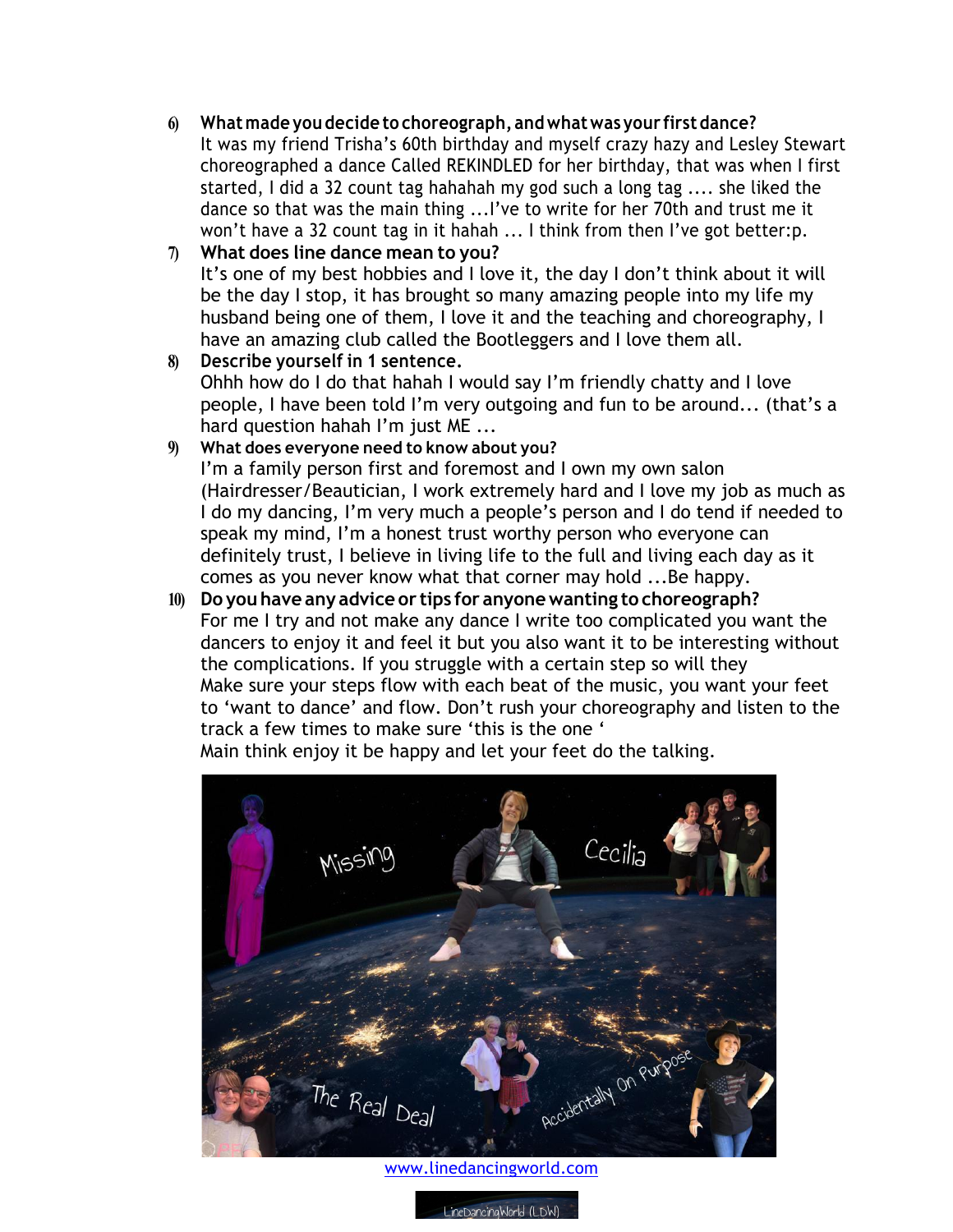6) **What made you decide to choreograph, and what was your first dance?**
It was my friend Trisha's 60th birthday and myself crazy hazy and Lesley Stewart choreographed a dance Called REKINDLED for her birthday, that was when I first started, I did a 32 count tag hahahah my god such a long tag .... she liked the dance so that was the main thing ...I've to write for her 70th and trust me it won't have a 32 count tag in it hahah ... I think from then I've got better:p.

7) **What does line dance mean to you?**
It's one of my best hobbies and I love it, the day I don't think about it will be the day I stop, it has brought so many amazing people into my life my husband being one of them, I love it and the teaching and choreography, I have an amazing club called the Bootleggers and I love them all.

8) **Describe yourself in 1 sentence.**
Ohhh how do I do that hahah I would say I'm friendly chatty and I love people, I have been told I'm very outgoing and fun to be around... (that's a hard question hahah I'm just ME ...

9) **What does everyone need to know about you?**
I'm a family person first and foremost and I own my own salon (Hairdresser/Beautician, I work extremely hard and I love my job as much as I do my dancing, I'm very much a people's person and I do tend if needed to speak my mind, I'm a honest trust worthy person who everyone can definitely trust, I believe in living life to the full and living each day as it comes as you never know what that corner may hold ...Be happy.

10) **Do you have any advice or tips for anyone wanting to choreograph?**
For me I try and not make any dance I write too complicated you want the dancers to enjoy it and feel it but you also want it to be interesting without the complications. If you struggle with a certain step so will they
Make sure your steps flow with each beat of the music, you want your feet to 'want to dance' and flow. Don't rush your choreography and listen to the track a few times to make sure 'this is the one '
Main think enjoy it be happy and let your feet do the talking.

Missing
Cecilia
The Real Deal
Accidentally On Purpose

www.linedancingworld.com

LineDancingWorld (LDW)